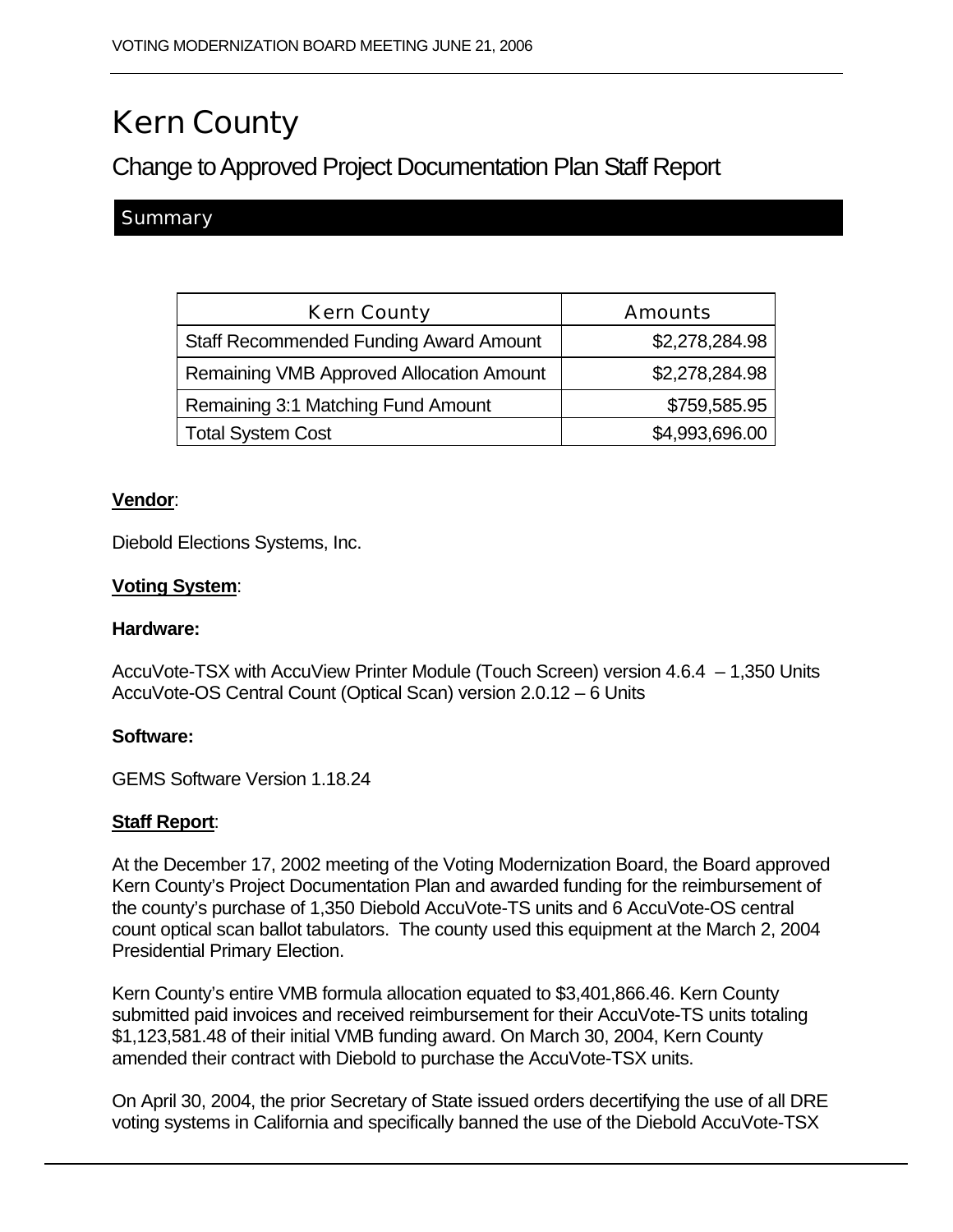# Kern County

## Change to Approved Project Documentation Plan Staff Report

### Summary

| Kern County | Amounts |
| --- | ---: |
| Staff Recommended Funding Award Amount | $2,278,284.98 |
| Remaining VMB Approved Allocation Amount | $2,278,284.98 |
| Remaining 3:1 Matching Fund Amount | $759,585.95 |
| Total System Cost | $4,993,696.00 |

**Vendor**:

Diebold Elections Systems, Inc.

**Voting System**:

**Hardware:**

AccuVote-TSX with AccuView Printer Module (Touch Screen) version 4.6.4 – 1,350 Units
AccuVote-OS Central Count (Optical Scan) version 2.0.12 – 6 Units

**Software:**

GEMS Software Version 1.18.24

**Staff Report**:

At the December 17, 2002 meeting of the Voting Modernization Board, the Board approved Kern County's Project Documentation Plan and awarded funding for the reimbursement of the county's purchase of 1,350 Diebold AccuVote-TS units and 6 AccuVote-OS central count optical scan ballot tabulators. The county used this equipment at the March 2, 2004 Presidential Primary Election.

Kern County's entire VMB formula allocation equated to $3,401,866.46. Kern County submitted paid invoices and received reimbursement for their AccuVote-TS units totaling $1,123,581.48 of their initial VMB funding award. On March 30, 2004, Kern County amended their contract with Diebold to purchase the AccuVote-TSX units.

On April 30, 2004, the prior Secretary of State issued orders decertifying the use of all DRE voting systems in California and specifically banned the use of the Diebold AccuVote-TSX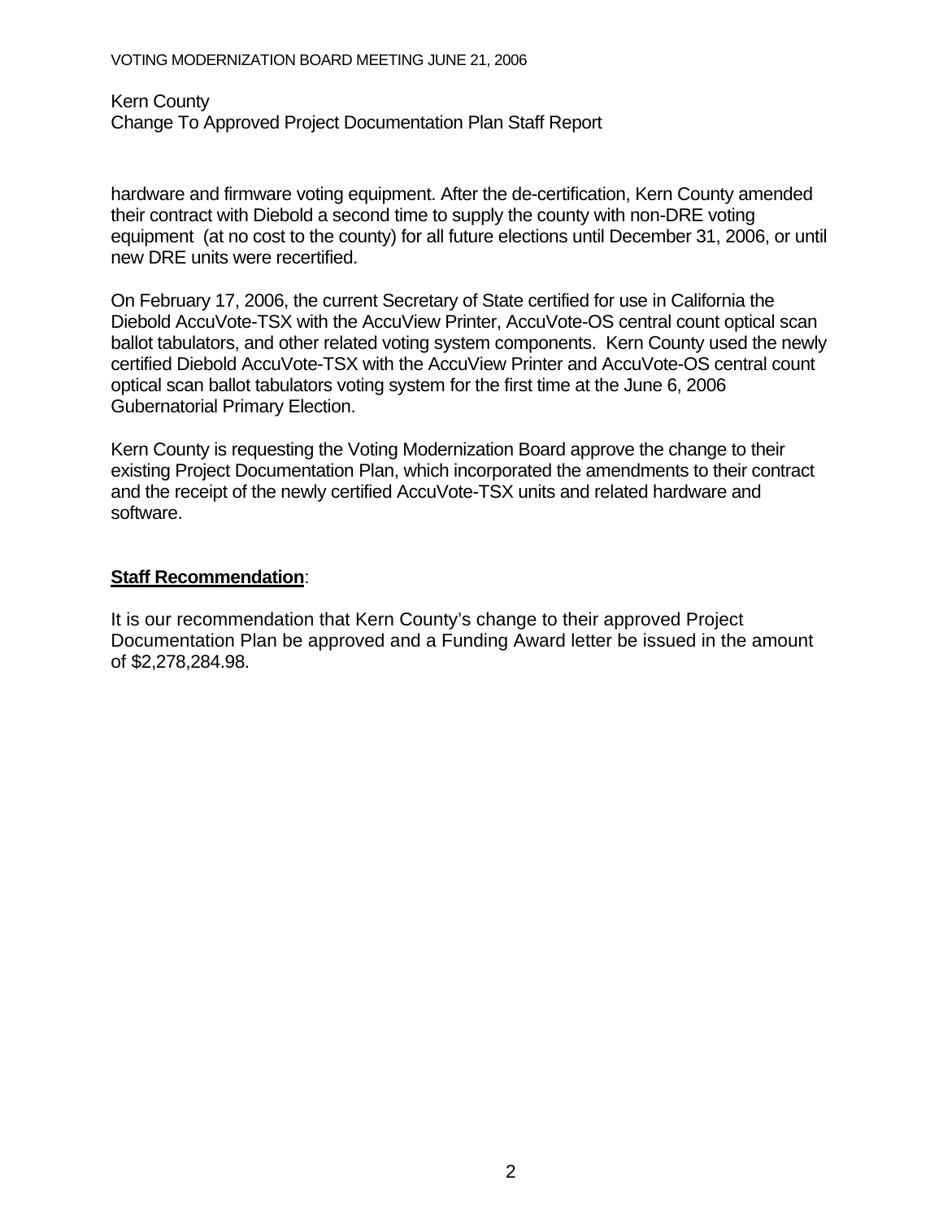hardware and firmware voting equipment. After the de-certification, Kern County amended their contract with Diebold a second time to supply the county with non-DRE voting equipment (at no cost to the county) for all future elections until December 31, 2006, or until new DRE units were recertified.

On February 17, 2006, the current Secretary of State certified for use in California the Diebold AccuVote-TSX with the AccuView Printer, AccuVote-OS central count optical scan ballot tabulators, and other related voting system components. Kern County used the newly certified Diebold AccuVote-TSX with the AccuView Printer and AccuVote-OS central count optical scan ballot tabulators voting system for the first time at the June 6, 2006 Gubernatorial Primary Election.

Kern County is requesting the Voting Modernization Board approve the change to their existing Project Documentation Plan, which incorporated the amendments to their contract and the receipt of the newly certified AccuVote-TSX units and related hardware and software.

**Staff Recommendation**:

It is our recommendation that Kern County's change to their approved Project Documentation Plan be approved and a Funding Award letter be issued in the amount of $2,278,284.98.